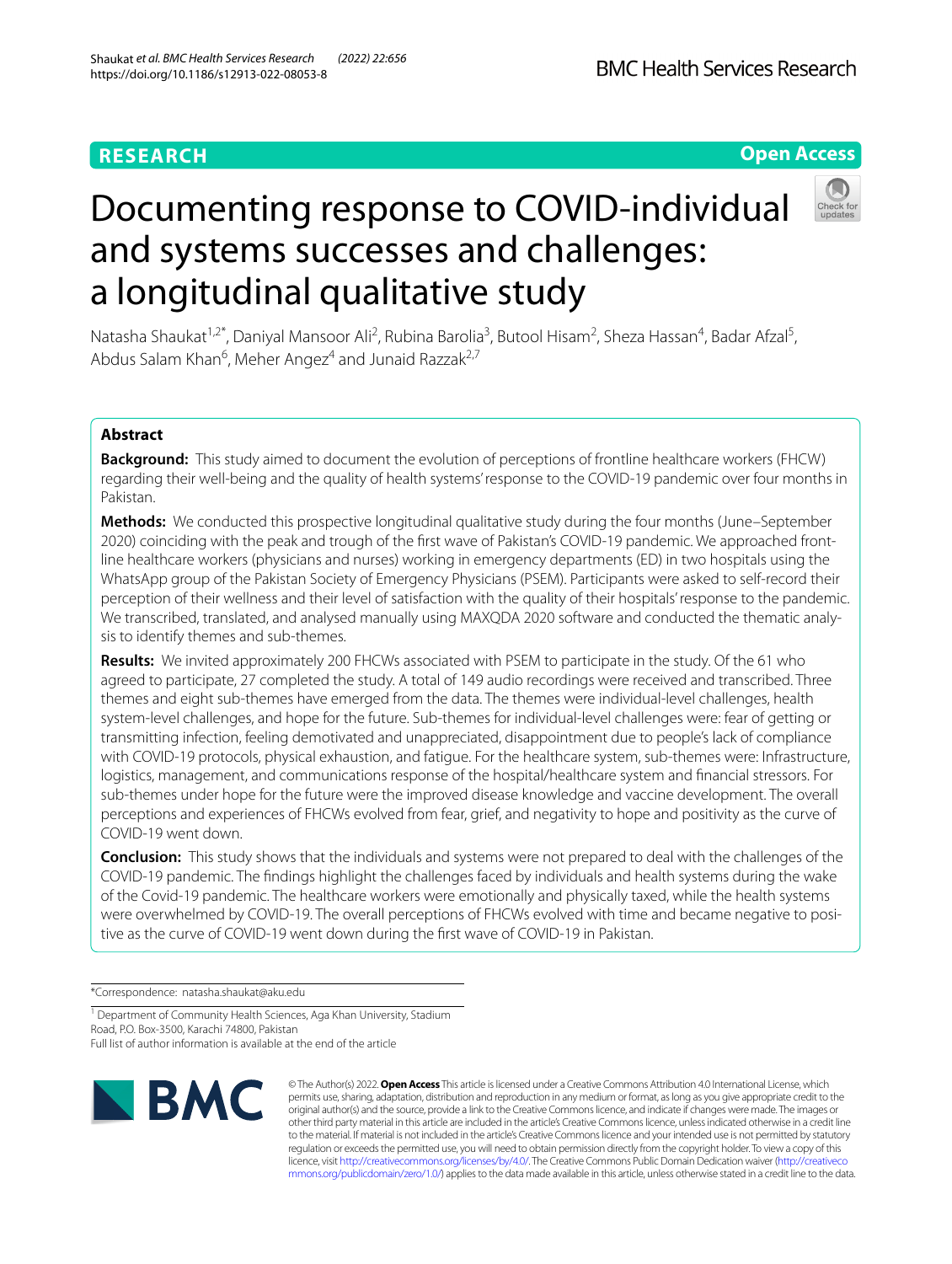RESEARCH

Open Access

# Documenting response to COVID-individual and systems successes and challenges: a longitudinal qualitative study

Natasha Shaukat[1,2*], Daniyal Mansoor Ali[2], Rubina Barolia[3], Butool Hisam[2], Sheza Hassan[4], Badar Afzal[5], Abdus Salam Khan[6], Meher Angez[4] and Junaid Razzak[2,7]

## Abstract

**Background:** This study aimed to document the evolution of perceptions of frontline healthcare workers (FHCW) regarding their well-being and the quality of health systems' response to the COVID-19 pandemic over four months in Pakistan.

**Methods:** We conducted this prospective longitudinal qualitative study during the four months (June–September 2020) coinciding with the peak and trough of the first wave of Pakistan's COVID-19 pandemic. We approached front-line healthcare workers (physicians and nurses) working in emergency departments (ED) in two hospitals using the WhatsApp group of the Pakistan Society of Emergency Physicians (PSEM). Participants were asked to self-record their perception of their wellness and their level of satisfaction with the quality of their hospitals' response to the pandemic. We transcribed, translated, and analysed manually using MAXQDA 2020 software and conducted the thematic analysis to identify themes and sub-themes.

**Results:** We invited approximately 200 FHCWs associated with PSEM to participate in the study. Of the 61 who agreed to participate, 27 completed the study. A total of 149 audio recordings were received and transcribed. Three themes and eight sub-themes have emerged from the data. The themes were individual-level challenges, health system-level challenges, and hope for the future. Sub-themes for individual-level challenges were: fear of getting or transmitting infection, feeling demotivated and unappreciated, disappointment due to people's lack of compliance with COVID-19 protocols, physical exhaustion, and fatigue. For the healthcare system, sub-themes were: Infrastructure, logistics, management, and communications response of the hospital/healthcare system and financial stressors. For sub-themes under hope for the future were the improved disease knowledge and vaccine development. The overall perceptions and experiences of FHCWs evolved from fear, grief, and negativity to hope and positivity as the curve of COVID-19 went down.

**Conclusion:** This study shows that the individuals and systems were not prepared to deal with the challenges of the COVID-19 pandemic. The findings highlight the challenges faced by individuals and health systems during the wake of the Covid-19 pandemic. The healthcare workers were emotionally and physically taxed, while the health systems were overwhelmed by COVID-19. The overall perceptions of FHCWs evolved with time and became negative to positive as the curve of COVID-19 went down during the first wave of COVID-19 in Pakistan.

*Correspondence: natasha.shaukat@aku.edu

[1] Department of Community Health Sciences, Aga Khan University, Stadium Road, P.O. Box-3500, Karachi 74800, Pakistan

Full list of author information is available at the end of the article

© The Author(s) 2022. **Open Access** This article is licensed under a Creative Commons Attribution 4.0 International License, which permits use, sharing, adaptation, distribution and reproduction in any medium or format, as long as you give appropriate credit to the original author(s) and the source, provide a link to the Creative Commons licence, and indicate if changes were made. The images or other third party material in this article are included in the article's Creative Commons licence, unless indicated otherwise in a credit line to the material. If material is not included in the article's Creative Commons licence and your intended use is not permitted by statutory regulation or exceeds the permitted use, you will need to obtain permission directly from the copyright holder. To view a copy of this licence, visit http://creativecommons.org/licenses/by/4.0/. The Creative Commons Public Domain Dedication waiver (http://creativecommons.org/publicdomain/zero/1.0/) applies to the data made available in this article, unless otherwise stated in a credit line to the data.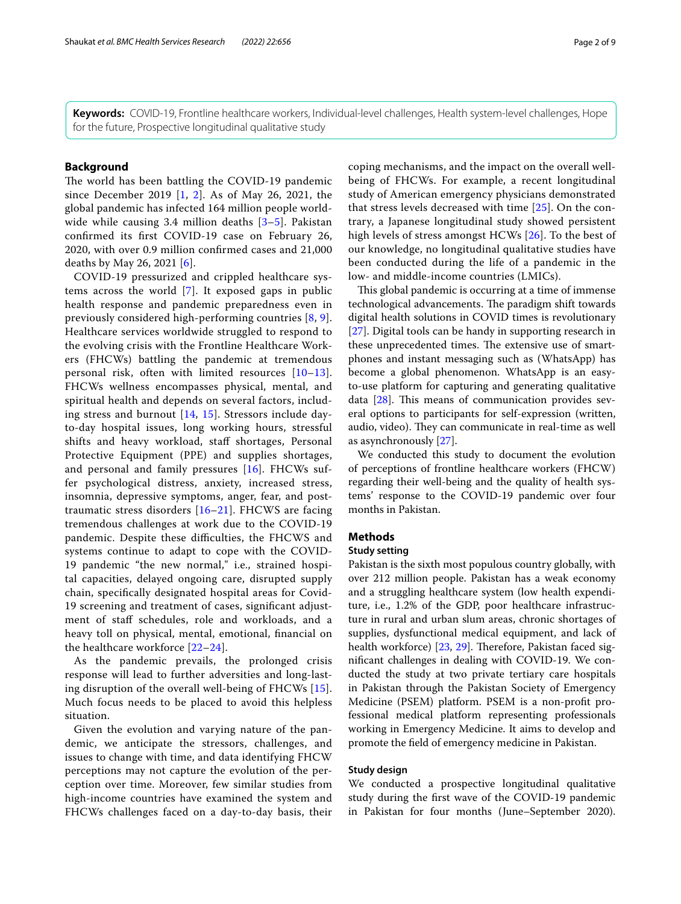**Keywords:** COVID-19, Frontline healthcare workers, Individual-level challenges, Health system-level challenges, Hope for the future, Prospective longitudinal qualitative study

## Background

The world has been battling the COVID-19 pandemic since December 2019 [1, 2]. As of May 26, 2021, the global pandemic has infected 164 million people worldwide while causing 3.4 million deaths [3–5]. Pakistan confirmed its first COVID-19 case on February 26, 2020, with over 0.9 million confirmed cases and 21,000 deaths by May 26, 2021 [6].

COVID-19 pressurized and crippled healthcare systems across the world [7]. It exposed gaps in public health response and pandemic preparedness even in previously considered high-performing countries [8, 9]. Healthcare services worldwide struggled to respond to the evolving crisis with the Frontline Healthcare Workers (FHCWs) battling the pandemic at tremendous personal risk, often with limited resources [10–13]. FHCWs wellness encompasses physical, mental, and spiritual health and depends on several factors, including stress and burnout [14, 15]. Stressors include day-to-day hospital issues, long working hours, stressful shifts and heavy workload, staff shortages, Personal Protective Equipment (PPE) and supplies shortages, and personal and family pressures [16]. FHCWs suffer psychological distress, anxiety, increased stress, insomnia, depressive symptoms, anger, fear, and post-traumatic stress disorders [16–21]. FHCWS are facing tremendous challenges at work due to the COVID-19 pandemic. Despite these difficulties, the FHCWS and systems continue to adapt to cope with the COVID-19 pandemic "the new normal," i.e., strained hospital capacities, delayed ongoing care, disrupted supply chain, specifically designated hospital areas for Covid-19 screening and treatment of cases, significant adjustment of staff schedules, role and workloads, and a heavy toll on physical, mental, emotional, financial on the healthcare workforce [22–24].

As the pandemic prevails, the prolonged crisis response will lead to further adversities and long-lasting disruption of the overall well-being of FHCWs [15]. Much focus needs to be placed to avoid this helpless situation.

Given the evolution and varying nature of the pandemic, we anticipate the stressors, challenges, and issues to change with time, and data identifying FHCW perceptions may not capture the evolution of the perception over time. Moreover, few similar studies from high-income countries have examined the system and FHCWs challenges faced on a day-to-day basis, their coping mechanisms, and the impact on the overall well-being of FHCWs. For example, a recent longitudinal study of American emergency physicians demonstrated that stress levels decreased with time [25]. On the contrary, a Japanese longitudinal study showed persistent high levels of stress amongst HCWs [26]. To the best of our knowledge, no longitudinal qualitative studies have been conducted during the life of a pandemic in the low- and middle-income countries (LMICs).

This global pandemic is occurring at a time of immense technological advancements. The paradigm shift towards digital health solutions in COVID times is revolutionary [27]. Digital tools can be handy in supporting research in these unprecedented times. The extensive use of smartphones and instant messaging such as (WhatsApp) has become a global phenomenon. WhatsApp is an easy-to-use platform for capturing and generating qualitative data [28]. This means of communication provides several options to participants for self-expression (written, audio, video). They can communicate in real-time as well as asynchronously [27].

We conducted this study to document the evolution of perceptions of frontline healthcare workers (FHCW) regarding their well-being and the quality of health systems' response to the COVID-19 pandemic over four months in Pakistan.

## Methods

### Study setting

Pakistan is the sixth most populous country globally, with over 212 million people. Pakistan has a weak economy and a struggling healthcare system (low health expenditure, i.e., 1.2% of the GDP, poor healthcare infrastructure in rural and urban slum areas, chronic shortages of supplies, dysfunctional medical equipment, and lack of health workforce) [23, 29]. Therefore, Pakistan faced significant challenges in dealing with COVID-19. We conducted the study at two private tertiary care hospitals in Pakistan through the Pakistan Society of Emergency Medicine (PSEM) platform. PSEM is a non-profit professional medical platform representing professionals working in Emergency Medicine. It aims to develop and promote the field of emergency medicine in Pakistan.

### Study design

We conducted a prospective longitudinal qualitative study during the first wave of the COVID-19 pandemic in Pakistan for four months (June–September 2020).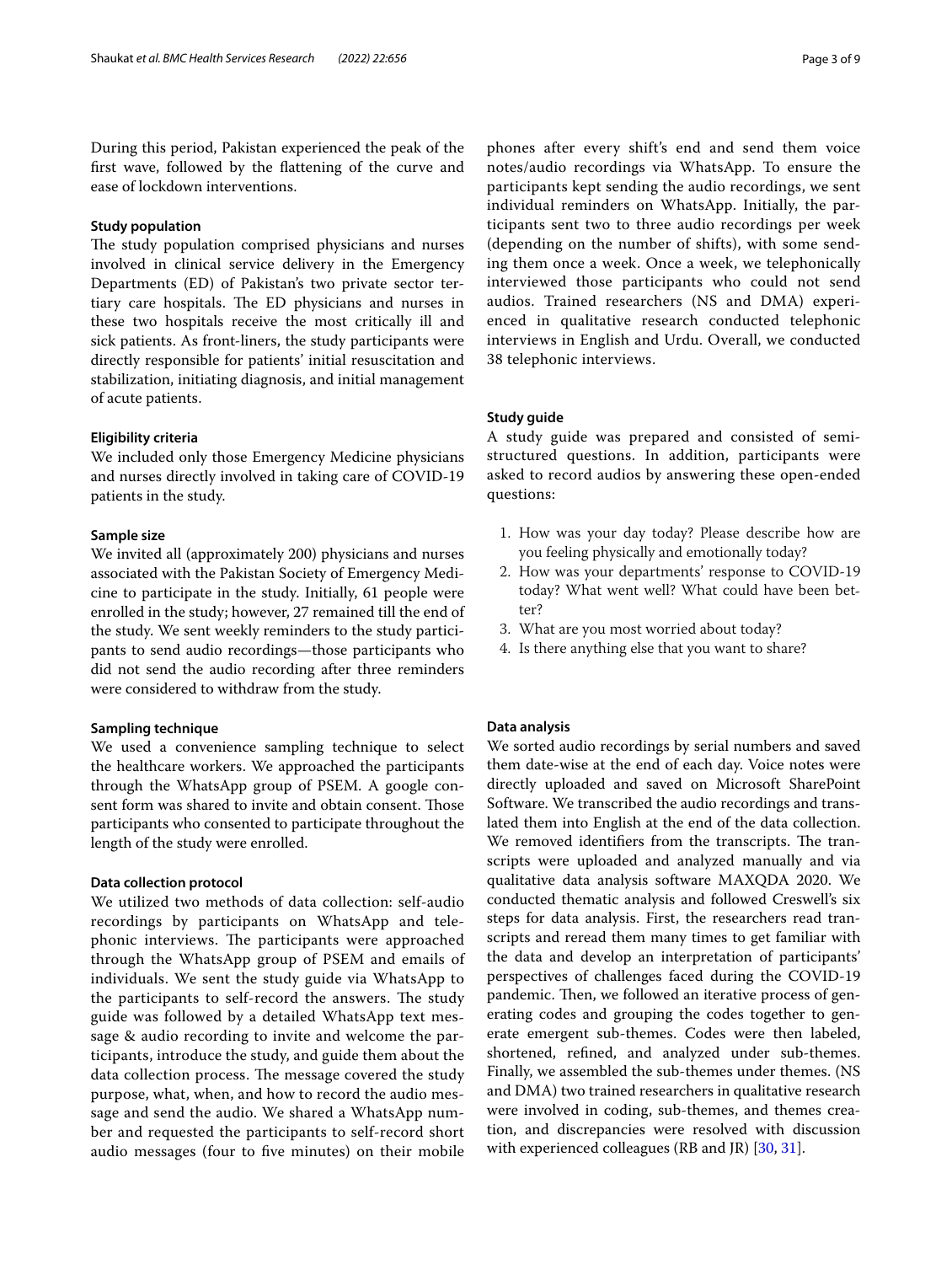During this period, Pakistan experienced the peak of the first wave, followed by the flattening of the curve and ease of lockdown interventions.

### Study population

The study population comprised physicians and nurses involved in clinical service delivery in the Emergency Departments (ED) of Pakistan's two private sector tertiary care hospitals. The ED physicians and nurses in these two hospitals receive the most critically ill and sick patients. As front-liners, the study participants were directly responsible for patients' initial resuscitation and stabilization, initiating diagnosis, and initial management of acute patients.

### Eligibility criteria

We included only those Emergency Medicine physicians and nurses directly involved in taking care of COVID-19 patients in the study.

### Sample size

We invited all (approximately 200) physicians and nurses associated with the Pakistan Society of Emergency Medicine to participate in the study. Initially, 61 people were enrolled in the study; however, 27 remained till the end of the study. We sent weekly reminders to the study participants to send audio recordings—those participants who did not send the audio recording after three reminders were considered to withdraw from the study.

### Sampling technique

We used a convenience sampling technique to select the healthcare workers. We approached the participants through the WhatsApp group of PSEM. A google consent form was shared to invite and obtain consent. Those participants who consented to participate throughout the length of the study were enrolled.

### Data collection protocol

We utilized two methods of data collection: self-audio recordings by participants on WhatsApp and telephonic interviews. The participants were approached through the WhatsApp group of PSEM and emails of individuals. We sent the study guide via WhatsApp to the participants to self-record the answers. The study guide was followed by a detailed WhatsApp text message & audio recording to invite and welcome the participants, introduce the study, and guide them about the data collection process. The message covered the study purpose, what, when, and how to record the audio message and send the audio. We shared a WhatsApp number and requested the participants to self-record short audio messages (four to five minutes) on their mobile phones after every shift's end and send them voice notes/audio recordings via WhatsApp. To ensure the participants kept sending the audio recordings, we sent individual reminders on WhatsApp. Initially, the participants sent two to three audio recordings per week (depending on the number of shifts), with some sending them once a week. Once a week, we telephonically interviewed those participants who could not send audios. Trained researchers (NS and DMA) experienced in qualitative research conducted telephonic interviews in English and Urdu. Overall, we conducted 38 telephonic interviews.

### Study guide

A study guide was prepared and consisted of semi-structured questions. In addition, participants were asked to record audios by answering these open-ended questions:

1. How was your day today? Please describe how are you feeling physically and emotionally today?
2. How was your departments' response to COVID-19 today? What went well? What could have been better?
3. What are you most worried about today?
4. Is there anything else that you want to share?

### Data analysis

We sorted audio recordings by serial numbers and saved them date-wise at the end of each day. Voice notes were directly uploaded and saved on Microsoft SharePoint Software. We transcribed the audio recordings and translated them into English at the end of the data collection. We removed identifiers from the transcripts. The transcripts were uploaded and analyzed manually and via qualitative data analysis software MAXQDA 2020. We conducted thematic analysis and followed Creswell's six steps for data analysis. First, the researchers read transcripts and reread them many times to get familiar with the data and develop an interpretation of participants' perspectives of challenges faced during the COVID-19 pandemic. Then, we followed an iterative process of generating codes and grouping the codes together to generate emergent sub-themes. Codes were then labeled, shortened, refined, and analyzed under sub-themes. Finally, we assembled the sub-themes under themes. (NS and DMA) two trained researchers in qualitative research were involved in coding, sub-themes, and themes creation, and discrepancies were resolved with discussion with experienced colleagues (RB and JR) [30, 31].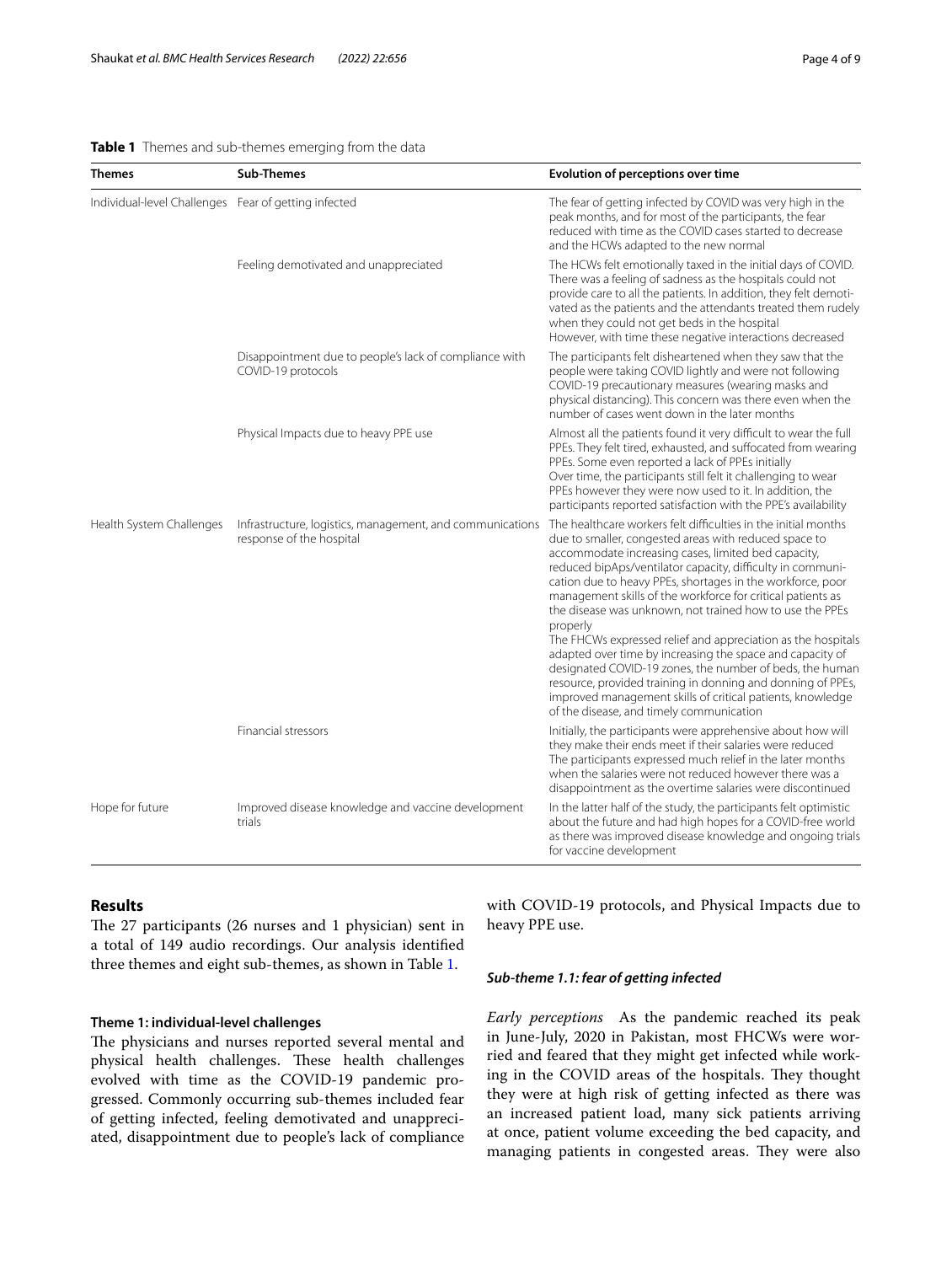**Table 1** Themes and sub-themes emerging from the data

| Themes | Sub-Themes | Evolution of perceptions over time |
|---|---|---|
| Individual-level Challenges | Fear of getting infected | The fear of getting infected by COVID was very high in the peak months, and for most of the participants, the fear reduced with time as the COVID cases started to decrease and the HCWs adapted to the new normal |
| | Feeling demotivated and unappreciated | The HCWs felt emotionally taxed in the initial days of COVID. There was a feeling of sadness as the hospitals could not provide care to all the patients. In addition, they felt demotivated as the patients and the attendants treated them rudely when they could not get beds in the hospital<br>However, with time these negative interactions decreased |
| | Disappointment due to people's lack of compliance with COVID-19 protocols | The participants felt disheartened when they saw that the people were taking COVID lightly and were not following COVID-19 precautionary measures (wearing masks and physical distancing). This concern was there even when the number of cases went down in the later months |
| | Physical Impacts due to heavy PPE use | Almost all the patients found it very difficult to wear the full PPEs. They felt tired, exhausted, and suffocated from wearing PPEs. Some even reported a lack of PPEs initially<br>Over time, the participants still felt it challenging to wear PPEs however they were now used to it. In addition, the participants reported satisfaction with the PPE's availability |
| Health System Challenges | Infrastructure, logistics, management, and communications response of the hospital | The healthcare workers felt difficulties in the initial months due to smaller, congested areas with reduced space to accommodate increasing cases, limited bed capacity, reduced bipAps/ventilator capacity, difficulty in communication due to heavy PPEs, shortages in the workforce, poor management skills of the workforce for critical patients as the disease was unknown, not trained how to use the PPEs properly<br>The FHCWs expressed relief and appreciation as the hospitals adapted over time by increasing the space and capacity of designated COVID-19 zones, the number of beds, the human resource, provided training in donning and donning of PPEs, improved management skills of critical patients, knowledge of the disease, and timely communication |
| | Financial stressors | Initially, the participants were apprehensive about how will they make their ends meet if their salaries were reduced<br>The participants expressed much relief in the later months when the salaries were not reduced however there was a disappointment as the overtime salaries were discontinued |
| Hope for future | Improved disease knowledge and vaccine development trials | In the latter half of the study, the participants felt optimistic about the future and had high hopes for a COVID-free world as there was improved disease knowledge and ongoing trials for vaccine development |

## Results

The 27 participants (26 nurses and 1 physician) sent in a total of 149 audio recordings. Our analysis identified three themes and eight sub-themes, as shown in Table 1.

### Theme 1: individual-level challenges

The physicians and nurses reported several mental and physical health challenges. These health challenges evolved with time as the COVID-19 pandemic progressed. Commonly occurring sub-themes included fear of getting infected, feeling demotivated and unappreciated, disappointment due to people's lack of compliance with COVID-19 protocols, and Physical Impacts due to heavy PPE use.

#### *Sub-theme 1.1: fear of getting infected*

*Early perceptions* As the pandemic reached its peak in June-July, 2020 in Pakistan, most FHCWs were worried and feared that they might get infected while working in the COVID areas of the hospitals. They thought they were at high risk of getting infected as there was an increased patient load, many sick patients arriving at once, patient volume exceeding the bed capacity, and managing patients in congested areas. They were also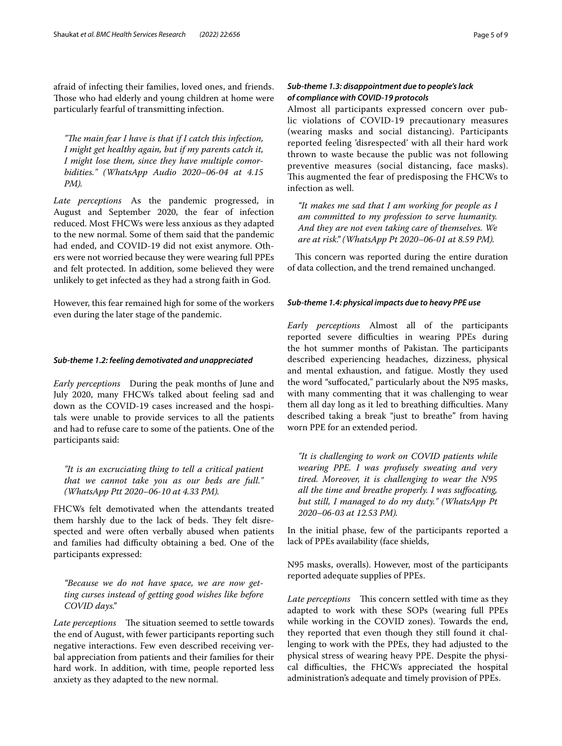afraid of infecting their families, loved ones, and friends. Those who had elderly and young children at home were particularly fearful of transmitting infection.

> *"The main fear I have is that if I catch this infection, I might get healthy again, but if my parents catch it, I might lose them, since they have multiple comorbidities." (WhatsApp Audio 2020–06-04 at 4.15 PM).*

*Late perceptions* As the pandemic progressed, in August and September 2020, the fear of infection reduced. Most FHCWs were less anxious as they adapted to the new normal. Some of them said that the pandemic had ended, and COVID-19 did not exist anymore. Others were not worried because they were wearing full PPEs and felt protected. In addition, some believed they were unlikely to get infected as they had a strong faith in God.

However, this fear remained high for some of the workers even during the later stage of the pandemic.

#### *Sub-theme 1.2: feeling demotivated and unappreciated*

*Early perceptions* During the peak months of June and July 2020, many FHCWs talked about feeling sad and down as the COVID-19 cases increased and the hospitals were unable to provide services to all the patients and had to refuse care to some of the patients. One of the participants said:

> *"It is an excruciating thing to tell a critical patient that we cannot take you as our beds are full." (WhatsApp Ptt 2020–06-10 at 4.33 PM).*

FHCWs felt demotivated when the attendants treated them harshly due to the lack of beds. They felt disrespected and were often verbally abused when patients and families had difficulty obtaining a bed. One of the participants expressed:

> *"Because we do not have space, we are now getting curses instead of getting good wishes like before COVID days."*

*Late perceptions* The situation seemed to settle towards the end of August, with fewer participants reporting such negative interactions. Few even described receiving verbal appreciation from patients and their families for their hard work. In addition, with time, people reported less anxiety as they adapted to the new normal.

#### *Sub-theme 1.3: disappointment due to people's lack of compliance with COVID-19 protocols*

Almost all participants expressed concern over public violations of COVID-19 precautionary measures (wearing masks and social distancing). Participants reported feeling 'disrespected' with all their hard work thrown to waste because the public was not following preventive measures (social distancing, face masks). This augmented the fear of predisposing the FHCWs to infection as well.

> *"It makes me sad that I am working for people as I am committed to my profession to serve humanity. And they are not even taking care of themselves. We are at risk." (WhatsApp Pt 2020–06-01 at 8.59 PM).*

This concern was reported during the entire duration of data collection, and the trend remained unchanged.

#### *Sub-theme 1.4: physical impacts due to heavy PPE use*

*Early perceptions* Almost all of the participants reported severe difficulties in wearing PPEs during the hot summer months of Pakistan. The participants described experiencing headaches, dizziness, physical and mental exhaustion, and fatigue. Mostly they used the word "suffocated," particularly about the N95 masks, with many commenting that it was challenging to wear them all day long as it led to breathing difficulties. Many described taking a break "just to breathe" from having worn PPE for an extended period.

> *"It is challenging to work on COVID patients while wearing PPE. I was profusely sweating and very tired. Moreover, it is challenging to wear the N95 all the time and breathe properly. I was suffocating, but still, I managed to do my duty." (WhatsApp Pt 2020–06-03 at 12.53 PM).*

In the initial phase, few of the participants reported a lack of PPEs availability (face shields, N95 masks, overalls). However, most of the participants reported adequate supplies of PPEs.

*Late perceptions* This concern settled with time as they adapted to work with these SOPs (wearing full PPEs while working in the COVID zones). Towards the end, they reported that even though they still found it challenging to work with the PPEs, they had adjusted to the physical stress of wearing heavy PPE. Despite the physical difficulties, the FHCWs appreciated the hospital administration's adequate and timely provision of PPEs.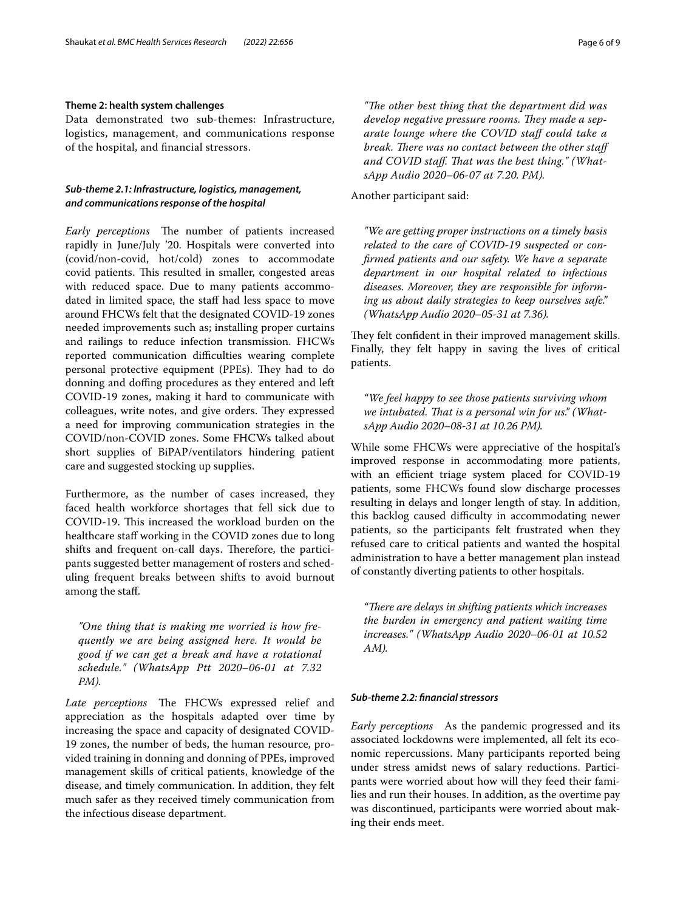### Theme 2: health system challenges

Data demonstrated two sub-themes: Infrastructure, logistics, management, and communications response of the hospital, and financial stressors.

#### *Sub-theme 2.1: Infrastructure, logistics, management, and communications response of the hospital*

*Early perceptions* The number of patients increased rapidly in June/July '20. Hospitals were converted into (covid/non-covid, hot/cold) zones to accommodate covid patients. This resulted in smaller, congested areas with reduced space. Due to many patients accommodated in limited space, the staff had less space to move around FHCWs felt that the designated COVID-19 zones needed improvements such as; installing proper curtains and railings to reduce infection transmission. FHCWs reported communication difficulties wearing complete personal protective equipment (PPEs). They had to do donning and doffing procedures as they entered and left COVID-19 zones, making it hard to communicate with colleagues, write notes, and give orders. They expressed a need for improving communication strategies in the COVID/non-COVID zones. Some FHCWs talked about short supplies of BiPAP/ventilators hindering patient care and suggested stocking up supplies.

Furthermore, as the number of cases increased, they faced health workforce shortages that fell sick due to COVID-19. This increased the workload burden on the healthcare staff working in the COVID zones due to long shifts and frequent on-call days. Therefore, the participants suggested better management of rosters and scheduling frequent breaks between shifts to avoid burnout among the staff.

> *"One thing that is making me worried is how frequently we are being assigned here. It would be good if we can get a break and have a rotational schedule." (WhatsApp Ptt 2020–06-01 at 7.32 PM).*

*Late perceptions* The FHCWs expressed relief and appreciation as the hospitals adapted over time by increasing the space and capacity of designated COVID-19 zones, the number of beds, the human resource, provided training in donning and donning of PPEs, improved management skills of critical patients, knowledge of the disease, and timely communication. In addition, they felt much safer as they received timely communication from the infectious disease department.

> *"The other best thing that the department did was develop negative pressure rooms. They made a separate lounge where the COVID staff could take a break. There was no contact between the other staff and COVID staff. That was the best thing." (WhatsApp Audio 2020–06-07 at 7.20. PM).*

Another participant said:

> *"We are getting proper instructions on a timely basis related to the care of COVID-19 suspected or confirmed patients and our safety. We have a separate department in our hospital related to infectious diseases. Moreover, they are responsible for informing us about daily strategies to keep ourselves safe." (WhatsApp Audio 2020–05-31 at 7.36).*

They felt confident in their improved management skills. Finally, they felt happy in saving the lives of critical patients.

> *"We feel happy to see those patients surviving whom we intubated. That is a personal win for us." (WhatsApp Audio 2020–08-31 at 10.26 PM).*

While some FHCWs were appreciative of the hospital's improved response in accommodating more patients, with an efficient triage system placed for COVID-19 patients, some FHCWs found slow discharge processes resulting in delays and longer length of stay. In addition, this backlog caused difficulty in accommodating newer patients, so the participants felt frustrated when they refused care to critical patients and wanted the hospital administration to have a better management plan instead of constantly diverting patients to other hospitals.

> *"There are delays in shifting patients which increases the burden in emergency and patient waiting time increases." (WhatsApp Audio 2020–06-01 at 10.52 AM).*

#### *Sub-theme 2.2: financial stressors*

*Early perceptions* As the pandemic progressed and its associated lockdowns were implemented, all felt its economic repercussions. Many participants reported being under stress amidst news of salary reductions. Participants were worried about how will they feed their families and run their houses. In addition, as the overtime pay was discontinued, participants were worried about making their ends meet.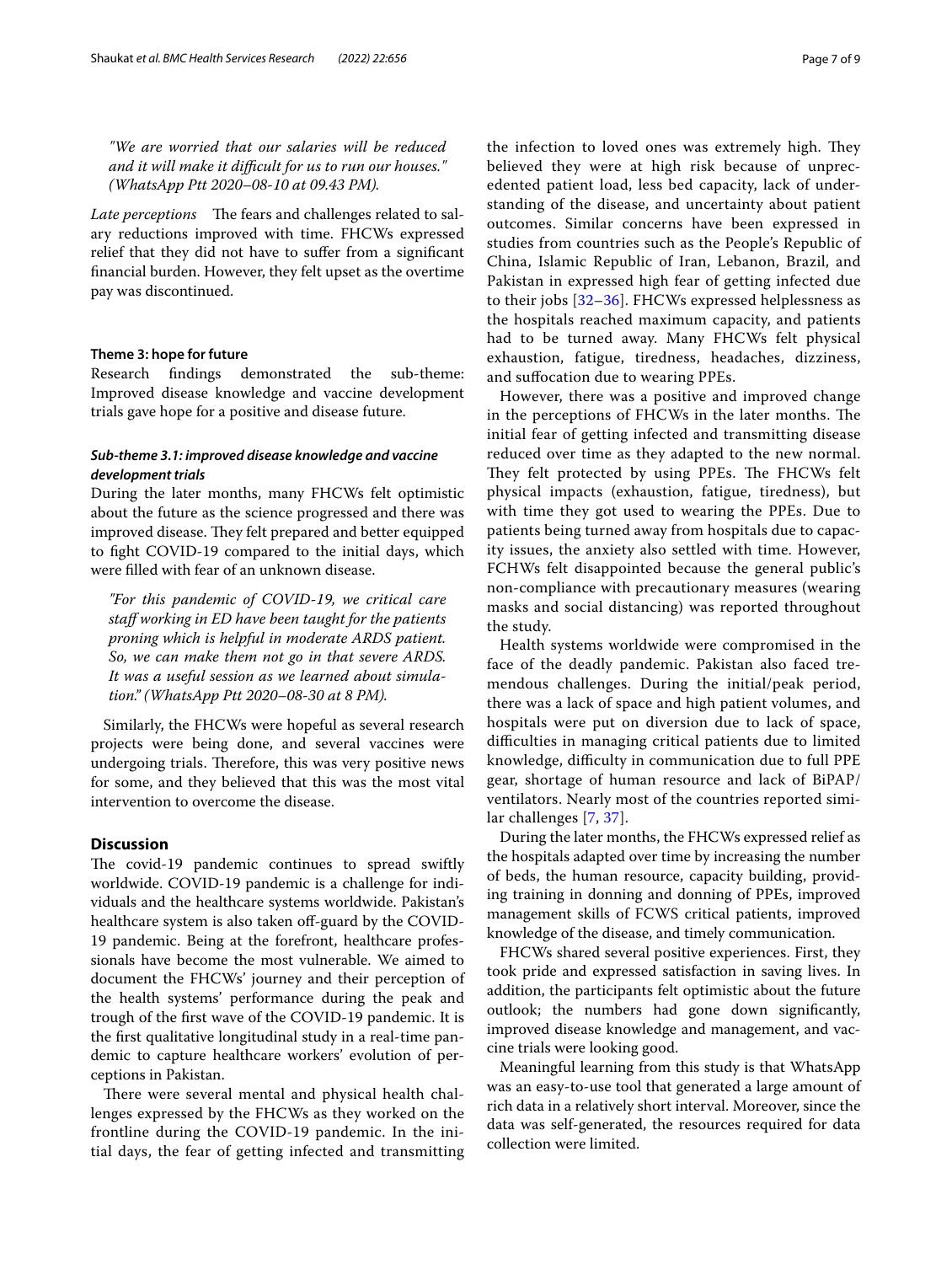*"We are worried that our salaries will be reduced and it will make it difficult for us to run our houses." (WhatsApp Ptt 2020–08-10 at 09.43 PM).*

*Late perceptions* The fears and challenges related to salary reductions improved with time. FHCWs expressed relief that they did not have to suffer from a significant financial burden. However, they felt upset as the overtime pay was discontinued.

#### Theme 3: hope for future

Research findings demonstrated the sub-theme: Improved disease knowledge and vaccine development trials gave hope for a positive and disease future.

##### *Sub-theme 3.1: improved disease knowledge and vaccine development trials*

During the later months, many FHCWs felt optimistic about the future as the science progressed and there was improved disease. They felt prepared and better equipped to fight COVID-19 compared to the initial days, which were filled with fear of an unknown disease.

*"For this pandemic of COVID-19, we critical care staff working in ED have been taught for the patients proning which is helpful in moderate ARDS patient. So, we can make them not go in that severe ARDS. It was a useful session as we learned about simulation." (WhatsApp Ptt 2020–08-30 at 8 PM).*

Similarly, the FHCWs were hopeful as several research projects were being done, and several vaccines were undergoing trials. Therefore, this was very positive news for some, and they believed that this was the most vital intervention to overcome the disease.

## Discussion

The covid-19 pandemic continues to spread swiftly worldwide. COVID-19 pandemic is a challenge for individuals and the healthcare systems worldwide. Pakistan's healthcare system is also taken off-guard by the COVID-19 pandemic. Being at the forefront, healthcare professionals have become the most vulnerable. We aimed to document the FHCWs' journey and their perception of the health systems' performance during the peak and trough of the first wave of the COVID-19 pandemic. It is the first qualitative longitudinal study in a real-time pandemic to capture healthcare workers' evolution of perceptions in Pakistan.

There were several mental and physical health challenges expressed by the FHCWs as they worked on the frontline during the COVID-19 pandemic. In the initial days, the fear of getting infected and transmitting the infection to loved ones was extremely high. They believed they were at high risk because of unprecedented patient load, less bed capacity, lack of understanding of the disease, and uncertainty about patient outcomes. Similar concerns have been expressed in studies from countries such as the People's Republic of China, Islamic Republic of Iran, Lebanon, Brazil, and Pakistan in expressed high fear of getting infected due to their jobs [32–36]. FHCWs expressed helplessness as the hospitals reached maximum capacity, and patients had to be turned away. Many FHCWs felt physical exhaustion, fatigue, tiredness, headaches, dizziness, and suffocation due to wearing PPEs.

However, there was a positive and improved change in the perceptions of FHCWs in the later months. The initial fear of getting infected and transmitting disease reduced over time as they adapted to the new normal. They felt protected by using PPEs. The FHCWs felt physical impacts (exhaustion, fatigue, tiredness), but with time they got used to wearing the PPEs. Due to patients being turned away from hospitals due to capacity issues, the anxiety also settled with time. However, FCHWs felt disappointed because the general public's non-compliance with precautionary measures (wearing masks and social distancing) was reported throughout the study.

Health systems worldwide were compromised in the face of the deadly pandemic. Pakistan also faced tremendous challenges. During the initial/peak period, there was a lack of space and high patient volumes, and hospitals were put on diversion due to lack of space, difficulties in managing critical patients due to limited knowledge, difficulty in communication due to full PPE gear, shortage of human resource and lack of BiPAP/ventilators. Nearly most of the countries reported similar challenges [7, 37].

During the later months, the FHCWs expressed relief as the hospitals adapted over time by increasing the number of beds, the human resource, capacity building, providing training in donning and donning of PPEs, improved management skills of FCWS critical patients, improved knowledge of the disease, and timely communication.

FHCWs shared several positive experiences. First, they took pride and expressed satisfaction in saving lives. In addition, the participants felt optimistic about the future outlook; the numbers had gone down significantly, improved disease knowledge and management, and vaccine trials were looking good.

Meaningful learning from this study is that WhatsApp was an easy-to-use tool that generated a large amount of rich data in a relatively short interval. Moreover, since the data was self-generated, the resources required for data collection were limited.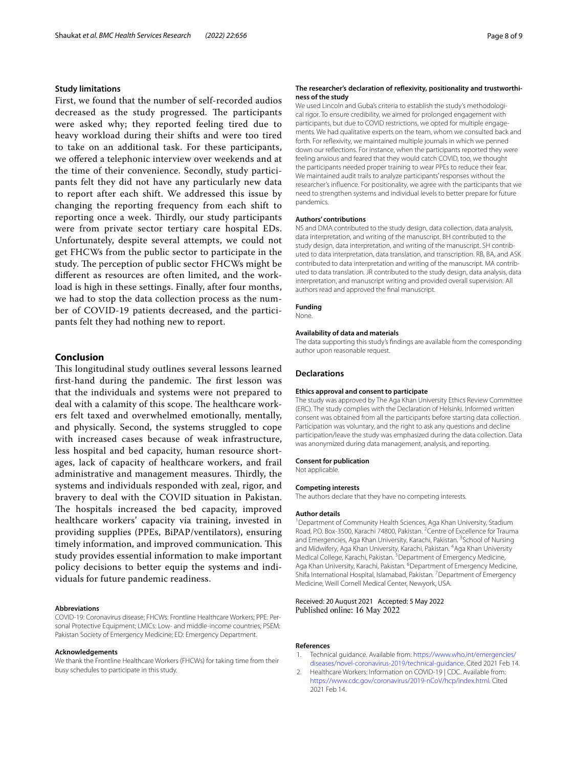### Study limitations

First, we found that the number of self-recorded audios decreased as the study progressed. The participants were asked why; they reported feeling tired due to heavy workload during their shifts and were too tired to take on an additional task. For these participants, we offered a telephonic interview over weekends and at the time of their convenience. Secondly, study participants felt they did not have any particularly new data to report after each shift. We addressed this issue by changing the reporting frequency from each shift to reporting once a week. Thirdly, our study participants were from private sector tertiary care hospital EDs. Unfortunately, despite several attempts, we could not get FHCWs from the public sector to participate in the study. The perception of public sector FHCWs might be different as resources are often limited, and the workload is high in these settings. Finally, after four months, we had to stop the data collection process as the number of COVID-19 patients decreased, and the participants felt they had nothing new to report.

## Conclusion

This longitudinal study outlines several lessons learned first-hand during the pandemic. The first lesson was that the individuals and systems were not prepared to deal with a calamity of this scope. The healthcare workers felt taxed and overwhelmed emotionally, mentally, and physically. Second, the systems struggled to cope with increased cases because of weak infrastructure, less hospital and bed capacity, human resource shortages, lack of capacity of healthcare workers, and frail administrative and management measures. Thirdly, the systems and individuals responded with zeal, rigor, and bravery to deal with the COVID situation in Pakistan. The hospitals increased the bed capacity, improved healthcare workers' capacity via training, invested in providing supplies (PPEs, BiPAP/ventilators), ensuring timely information, and improved communication. This study provides essential information to make important policy decisions to better equip the systems and individuals for future pandemic readiness.

#### Abbreviations

COVID-19: Coronavirus disease; FHCWs: Frontline Healthcare Workers; PPE: Personal Protective Equipment; LMICs: Low- and middle-income countries; PSEM: Pakistan Society of Emergency Medicine; ED: Emergency Department.

#### Acknowledgements

We thank the Frontline Healthcare Workers (FHCWs) for taking time from their busy schedules to participate in this study.

#### The researcher's declaration of reflexivity, positionality and trustworthiness of the study

We used Lincoln and Guba's criteria to establish the study's methodological rigor. To ensure credibility, we aimed for prolonged engagement with participants, but due to COVID restrictions, we opted for multiple engagements. We had qualitative experts on the team, whom we consulted back and forth. For reflexivity, we maintained multiple journals in which we penned down our reflections. For instance, when the participants reported they were feeling anxious and feared that they would catch COVID, too, we thought the participants needed proper training to wear PPEs to reduce their fear. We maintained audit trails to analyze participants' responses without the researcher's influence. For positionality, we agree with the participants that we need to strengthen systems and individual levels to better prepare for future pandemics.

#### Authors' contributions

NS and DMA contributed to the study design, data collection, data analysis, data interpretation, and writing of the manuscript. BH contributed to the study design, data interpretation, and writing of the manuscript. SH contributed to data interpretation, data translation, and transcription. RB, BA, and ASK contributed to data interpretation and writing of the manuscript. MA contributed to data translation. JR contributed to the study design, data analysis, data interpretation, and manuscript writing and provided overall supervision. All authors read and approved the final manuscript.

#### Funding

None.

#### Availability of data and materials

The data supporting this study's findings are available from the corresponding author upon reasonable request.

## Declarations

#### Ethics approval and consent to participate

The study was approved by The Aga Khan University Ethics Review Committee (ERC). The study complies with the Declaration of Helsinki. Informed written consent was obtained from all the participants before starting data collection. Participation was voluntary, and the right to ask any questions and decline participation/leave the study was emphasized during the data collection. Data was anonymized during data management, analysis, and reporting.

#### Consent for publication

Not applicable.

#### Competing interests

The authors declare that they have no competing interests.

#### Author details

[1]Department of Community Health Sciences, Aga Khan University, Stadium Road, P.O. Box-3500, Karachi 74800, Pakistan. [2]Centre of Excellence for Trauma and Emergencies, Aga Khan University, Karachi, Pakistan. [3]School of Nursing and Midwifery, Aga Khan University, Karachi, Pakistan. [4]Aga Khan University Medical College, Karachi, Pakistan. [5]Department of Emergency Medicine, Aga Khan University, Karachi, Pakistan. [6]Department of Emergency Medicine, Shifa International Hospital, Islamabad, Pakistan. [7]Department of Emergency Medicine, Weill Cornell Medical Center, Newyork, USA.

Received: 20 August 2021 Accepted: 5 May 2022
Published online: 16 May 2022

#### References

1. Technical guidance. Available from: https://www.who.int/emergencies/diseases/novel-coronavirus-2019/technical-guidance. Cited 2021 Feb 14.
2. Healthcare Workers: Information on COVID-19 | CDC. Available from: https://www.cdc.gov/coronavirus/2019-nCoV/hcp/index.html. Cited 2021 Feb 14.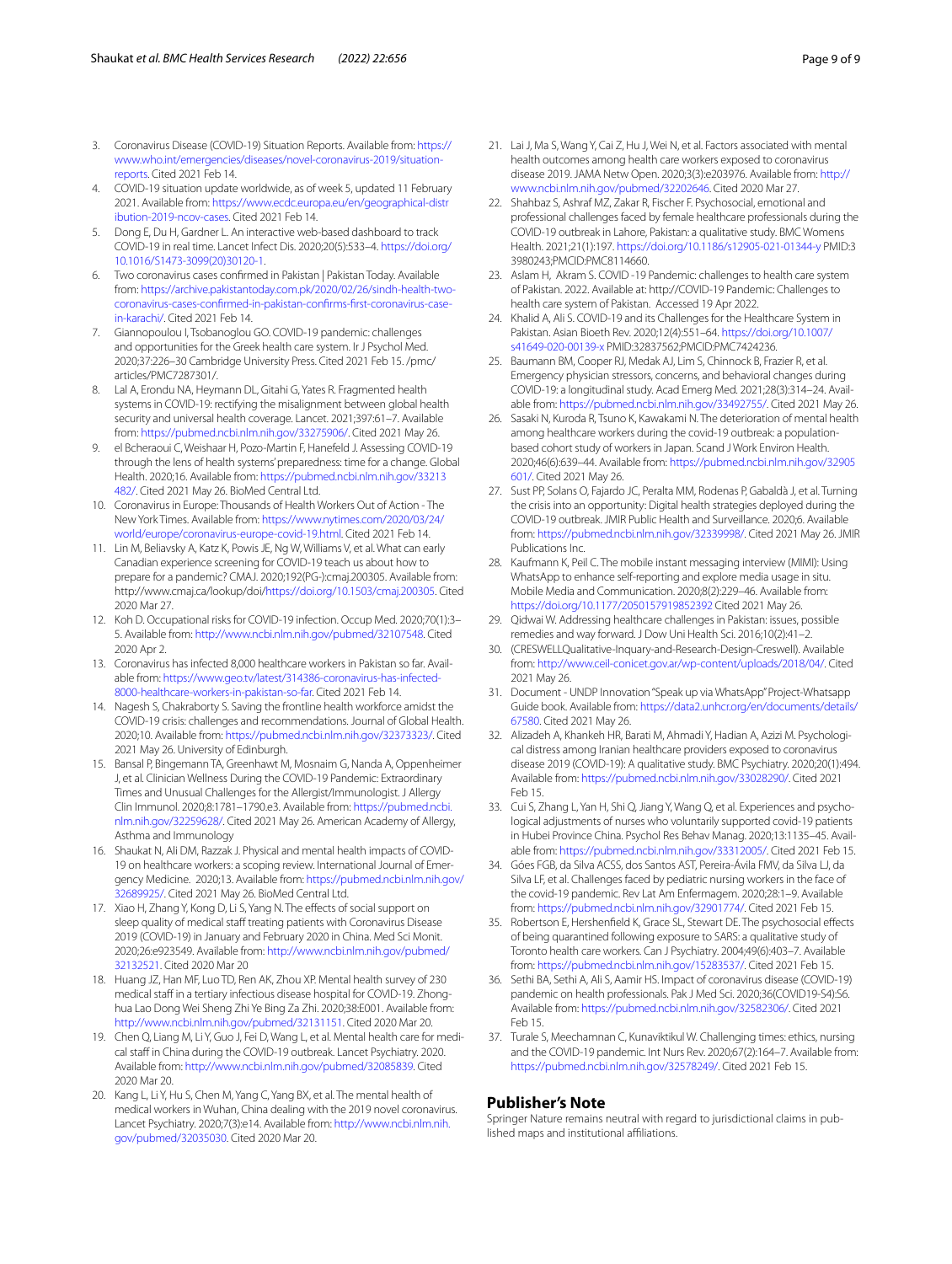3. Coronavirus Disease (COVID-19) Situation Reports. Available from: https://www.who.int/emergencies/diseases/novel-coronavirus-2019/situation-reports. Cited 2021 Feb 14.
4. COVID-19 situation update worldwide, as of week 5, updated 11 February 2021. Available from: https://www.ecdc.europa.eu/en/geographical-distribution-2019-ncov-cases. Cited 2021 Feb 14.
5. Dong E, Du H, Gardner L. An interactive web-based dashboard to track COVID-19 in real time. Lancet Infect Dis. 2020;20(5):533–4. https://doi.org/10.1016/S1473-3099(20)30120-1.
6. Two coronavirus cases confirmed in Pakistan | Pakistan Today. Available from: https://archive.pakistantoday.com.pk/2020/02/26/sindh-health-two-coronavirus-cases-confirmed-in-pakistan-confirms-first-coronavirus-case-in-karachi/. Cited 2021 Feb 14.
7. Giannopoulou I, Tsobanoglou GO. COVID-19 pandemic: challenges and opportunities for the Greek health care system. Ir J Psychol Med. 2020;37:226–30 Cambridge University Press. Cited 2021 Feb 15. /pmc/articles/PMC7287301/.
8. Lal A, Erondu NA, Heymann DL, Gitahi G, Yates R. Fragmented health systems in COVID-19: rectifying the misalignment between global health security and universal health coverage. Lancet. 2021;397:61–7. Available from: https://pubmed.ncbi.nlm.nih.gov/33275906/. Cited 2021 May 26.
9. el Bcheraoui C, Weishaar H, Pozo-Martin F, Hanefeld J. Assessing COVID-19 through the lens of health systems' preparedness: time for a change. Global Health. 2020;16. Available from: https://pubmed.ncbi.nlm.nih.gov/33213482/. Cited 2021 May 26. BioMed Central Ltd.
10. Coronavirus in Europe: Thousands of Health Workers Out of Action - The New York Times. Available from: https://www.nytimes.com/2020/03/24/world/europe/coronavirus-europe-covid-19.html. Cited 2021 Feb 14.
11. Lin M, Beliavsky A, Katz K, Powis JE, Ng W, Williams V, et al. What can early Canadian experience screening for COVID-19 teach us about how to prepare for a pandemic? CMAJ. 2020;192(PG-):cmaj.200305. Available from: http://www.cmaj.ca/lookup/doi/https://doi.org/10.1503/cmaj.200305. Cited 2020 Mar 27.
12. Koh D. Occupational risks for COVID-19 infection. Occup Med. 2020;70(1):3–5. Available from: http://www.ncbi.nlm.nih.gov/pubmed/32107548. Cited 2020 Apr 2.
13. Coronavirus has infected 8,000 healthcare workers in Pakistan so far. Available from: https://www.geo.tv/latest/314386-coronavirus-has-infected-8000-healthcare-workers-in-pakistan-so-far. Cited 2021 Feb 14.
14. Nagesh S, Chakraborty S. Saving the frontline health workforce amidst the COVID-19 crisis: challenges and recommendations. Journal of Global Health. 2020;10. Available from: https://pubmed.ncbi.nlm.nih.gov/32373323/. Cited 2021 May 26. University of Edinburgh.
15. Bansal P, Bingemann TA, Greenhawt M, Mosnaim G, Nanda A, Oppenheimer J, et al. Clinician Wellness During the COVID-19 Pandemic: Extraordinary Times and Unusual Challenges for the Allergist/Immunologist. J Allergy Clin Immunol. 2020;8:1781–1790.e3. Available from: https://pubmed.ncbi.nlm.nih.gov/32259628/. Cited 2021 May 26. American Academy of Allergy, Asthma and Immunology
16. Shaukat N, Ali DM, Razzak J. Physical and mental health impacts of COVID-19 on healthcare workers: a scoping review. International Journal of Emergency Medicine. 2020;13. Available from: https://pubmed.ncbi.nlm.nih.gov/32689925/. Cited 2021 May 26. BioMed Central Ltd.
17. Xiao H, Zhang Y, Kong D, Li S, Yang N. The effects of social support on sleep quality of medical staff treating patients with Coronavirus Disease 2019 (COVID-19) in January and February 2020 in China. Med Sci Monit. 2020;26:e923549. Available from: http://www.ncbi.nlm.nih.gov/pubmed/32132521. Cited 2020 Mar 20
18. Huang JZ, Han MF, Luo TD, Ren AK, Zhou XP. Mental health survey of 230 medical staff in a tertiary infectious disease hospital for COVID-19. Zhonghua Lao Dong Wei Sheng Zhi Ye Bing Za Zhi. 2020;38:E001. Available from: http://www.ncbi.nlm.nih.gov/pubmed/32131151. Cited 2020 Mar 20.
19. Chen Q, Liang M, Li Y, Guo J, Fei D, Wang L, et al. Mental health care for medical staff in China during the COVID-19 outbreak. Lancet Psychiatry. 2020. Available from: http://www.ncbi.nlm.nih.gov/pubmed/32085839. Cited 2020 Mar 20.
20. Kang L, Li Y, Hu S, Chen M, Yang C, Yang BX, et al. The mental health of medical workers in Wuhan, China dealing with the 2019 novel coronavirus. Lancet Psychiatry. 2020;7(3):e14. Available from: http://www.ncbi.nlm.nih.gov/pubmed/32035030. Cited 2020 Mar 20.
21. Lai J, Ma S, Wang Y, Cai Z, Hu J, Wei N, et al. Factors associated with mental health outcomes among health care workers exposed to coronavirus disease 2019. JAMA Netw Open. 2020;3(3):e203976. Available from: http://www.ncbi.nlm.nih.gov/pubmed/32202646. Cited 2020 Mar 27.
22. Shahbaz S, Ashraf MZ, Zakar R, Fischer F. Psychosocial, emotional and professional challenges faced by female healthcare professionals during the COVID-19 outbreak in Lahore, Pakistan: a qualitative study. BMC Womens Health. 2021;21(1):197. https://doi.org/10.1186/s12905-021-01344-y PMID:33980243;PMCID:PMC8114660.
23. Aslam H, Akram S. COVID -19 Pandemic: challenges to health care system of Pakistan. 2022. Available at: http://COVID-19 Pandemic: Challenges to health care system of Pakistan. Accessed 19 Apr 2022.
24. Khalid A, Ali S. COVID-19 and its Challenges for the Healthcare System in Pakistan. Asian Bioeth Rev. 2020;12(4):551–64. https://doi.org/10.1007/s41649-020-00139-x PMID:32837562;PMCID:PMC7424236.
25. Baumann BM, Cooper RJ, Medak AJ, Lim S, Chinnock B, Frazier R, et al. Emergency physician stressors, concerns, and behavioral changes during COVID-19: a longitudinal study. Acad Emerg Med. 2021;28(3):314–24. Available from: https://pubmed.ncbi.nlm.nih.gov/33492755/. Cited 2021 May 26.
26. Sasaki N, Kuroda R, Tsuno K, Kawakami N. The deterioration of mental health among healthcare workers during the covid-19 outbreak: a population-based cohort study of workers in Japan. Scand J Work Environ Health. 2020;46(6):639–44. Available from: https://pubmed.ncbi.nlm.nih.gov/32905601/. Cited 2021 May 26.
27. Sust PP, Solans O, Fajardo JC, Peralta MM, Rodenas P, Gabaldà J, et al. Turning the crisis into an opportunity: Digital health strategies deployed during the COVID-19 outbreak. JMIR Public Health and Surveillance. 2020;6. Available from: https://pubmed.ncbi.nlm.nih.gov/32339998/. Cited 2021 May 26. JMIR Publications Inc.
28. Kaufmann K, Peil C. The mobile instant messaging interview (MIMI): Using WhatsApp to enhance self-reporting and explore media usage in situ. Mobile Media and Communication. 2020;8(2):229–46. Available from: https://doi.org/10.1177/2050157919852392 Cited 2021 May 26.
29. Qidwai W. Addressing healthcare challenges in Pakistan: issues, possible remedies and way forward. J Dow Uni Health Sci. 2016;10(2):41–2.
30. (CRESWELLQualitative-Inquary-and-Research-Design-Creswell). Available from: http://www.ceil-conicet.gov.ar/wp-content/uploads/2018/04/. Cited 2021 May 26.
31. Document - UNDP Innovation "Speak up via WhatsApp" Project-Whatsapp Guide book. Available from: https://data2.unhcr.org/en/documents/details/67580. Cited 2021 May 26.
32. Alizadeh A, Khankeh HR, Barati M, Ahmadi Y, Hadian A, Azizi M. Psychological distress among Iranian healthcare providers exposed to coronavirus disease 2019 (COVID-19): A qualitative study. BMC Psychiatry. 2020;20(1):494. Available from: https://pubmed.ncbi.nlm.nih.gov/33028290/. Cited 2021 Feb 15.
33. Cui S, Zhang L, Yan H, Shi Q, Jiang Y, Wang Q, et al. Experiences and psychological adjustments of nurses who voluntarily supported covid-19 patients in Hubei Province China. Psychol Res Behav Manag. 2020;13:1135–45. Available from: https://pubmed.ncbi.nlm.nih.gov/33312005/. Cited 2021 Feb 15.
34. Góes FGB, da Silva ACSS, dos Santos AST, Pereira-Ávila FMV, da Silva LJ, da Silva LF, et al. Challenges faced by pediatric nursing workers in the face of the covid-19 pandemic. Rev Lat Am Enfermagem. 2020;28:1–9. Available from: https://pubmed.ncbi.nlm.nih.gov/32901774/. Cited 2021 Feb 15.
35. Robertson E, Hershenfield K, Grace SL, Stewart DE. The psychosocial effects of being quarantined following exposure to SARS: a qualitative study of Toronto health care workers. Can J Psychiatry. 2004;49(6):403–7. Available from: https://pubmed.ncbi.nlm.nih.gov/15283537/. Cited 2021 Feb 15.
36. Sethi BA, Sethi A, Ali S, Aamir HS. Impact of coronavirus disease (COVID-19) pandemic on health professionals. Pak J Med Sci. 2020;36(COVID19-S4):S6. Available from: https://pubmed.ncbi.nlm.nih.gov/32582306/. Cited 2021 Feb 15.
37. Turale S, Meechamnan C, Kunaviktikul W. Challenging times: ethics, nursing and the COVID-19 pandemic. Int Nurs Rev. 2020;67(2):164–7. Available from: https://pubmed.ncbi.nlm.nih.gov/32578249/. Cited 2021 Feb 15.

## Publisher's Note

Springer Nature remains neutral with regard to jurisdictional claims in published maps and institutional affiliations.